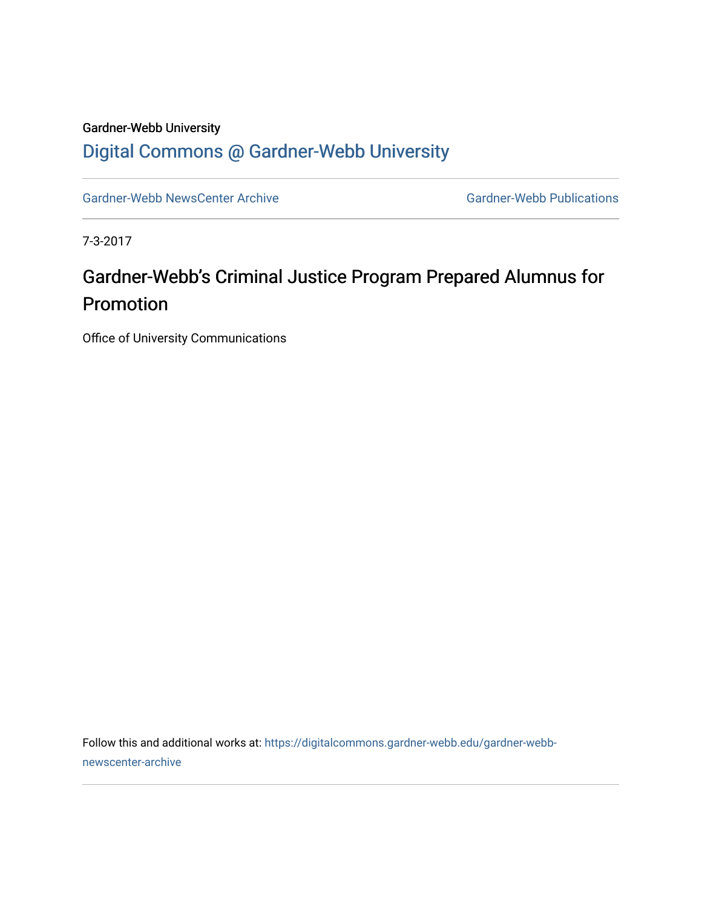Gardner-Webb University

## Digital Commons @ Gardner-Webb University

Gardner-Webb NewsCenter Archive | Gardner-Webb Publications

7-3-2017

# Gardner-Webb's Criminal Justice Program Prepared Alumnus for Promotion

Office of University Communications

Follow this and additional works at: https://digitalcommons.gardner-webb.edu/gardner-webb-newscenter-archive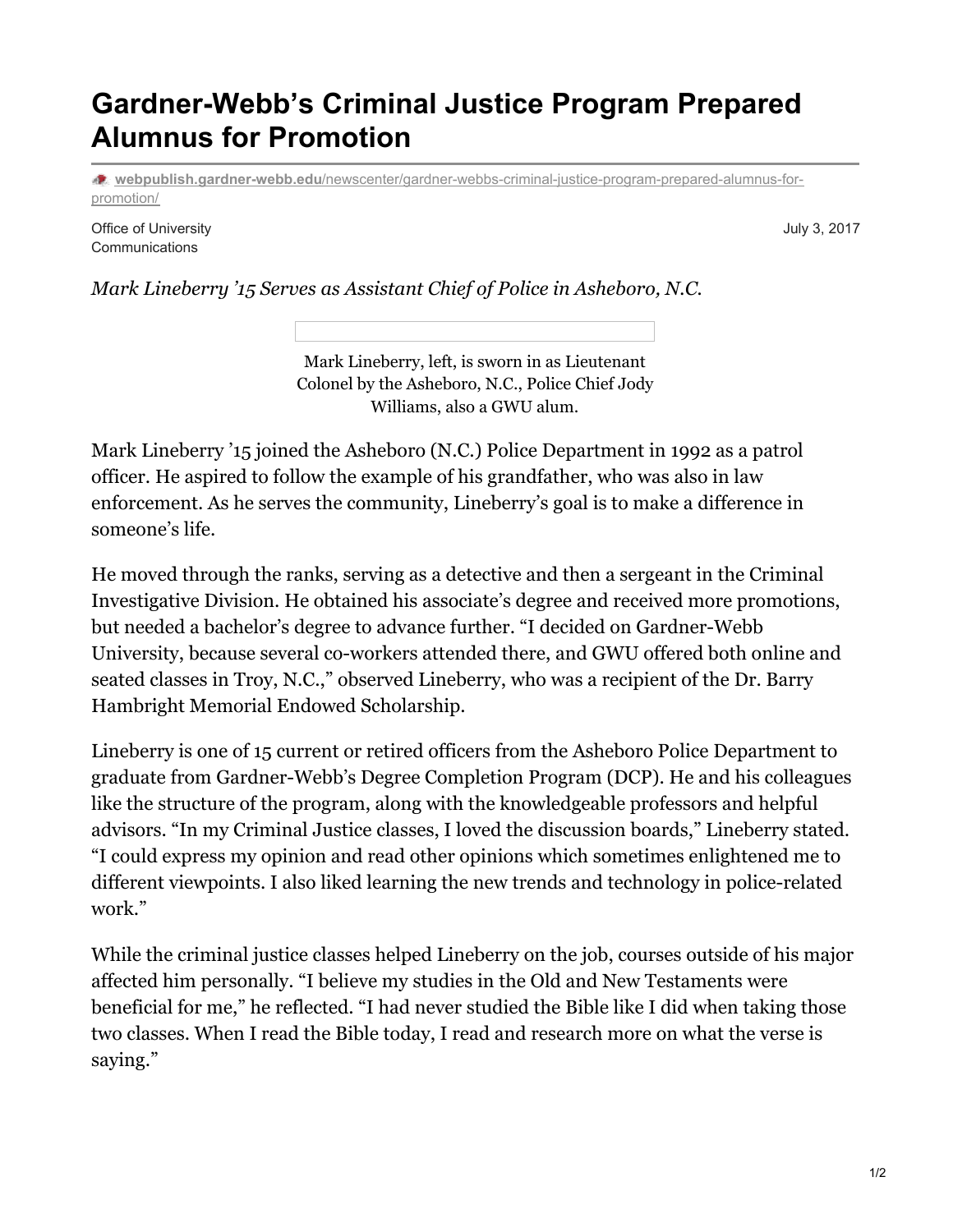# Gardner-Webb's Criminal Justice Program Prepared Alumnus for Promotion

webpublish.gardner-webb.edu/newscenter/gardner-webbs-criminal-justice-program-prepared-alumnus-for-promotion/

Office of University Communications

July 3, 2017

*Mark Lineberry '15 Serves as Assistant Chief of Police in Asheboro, N.C.*

Mark Lineberry, left, is sworn in as Lieutenant Colonel by the Asheboro, N.C., Police Chief Jody Williams, also a GWU alum.

Mark Lineberry '15 joined the Asheboro (N.C.) Police Department in 1992 as a patrol officer. He aspired to follow the example of his grandfather, who was also in law enforcement. As he serves the community, Lineberry's goal is to make a difference in someone's life.

He moved through the ranks, serving as a detective and then a sergeant in the Criminal Investigative Division. He obtained his associate's degree and received more promotions, but needed a bachelor's degree to advance further. "I decided on Gardner-Webb University, because several co-workers attended there, and GWU offered both online and seated classes in Troy, N.C.," observed Lineberry, who was a recipient of the Dr. Barry Hambright Memorial Endowed Scholarship.

Lineberry is one of 15 current or retired officers from the Asheboro Police Department to graduate from Gardner-Webb's Degree Completion Program (DCP). He and his colleagues like the structure of the program, along with the knowledgeable professors and helpful advisors. "In my Criminal Justice classes, I loved the discussion boards," Lineberry stated. "I could express my opinion and read other opinions which sometimes enlightened me to different viewpoints. I also liked learning the new trends and technology in police-related work."

While the criminal justice classes helped Lineberry on the job, courses outside of his major affected him personally. "I believe my studies in the Old and New Testaments were beneficial for me," he reflected. "I had never studied the Bible like I did when taking those two classes. When I read the Bible today, I read and research more on what the verse is saying."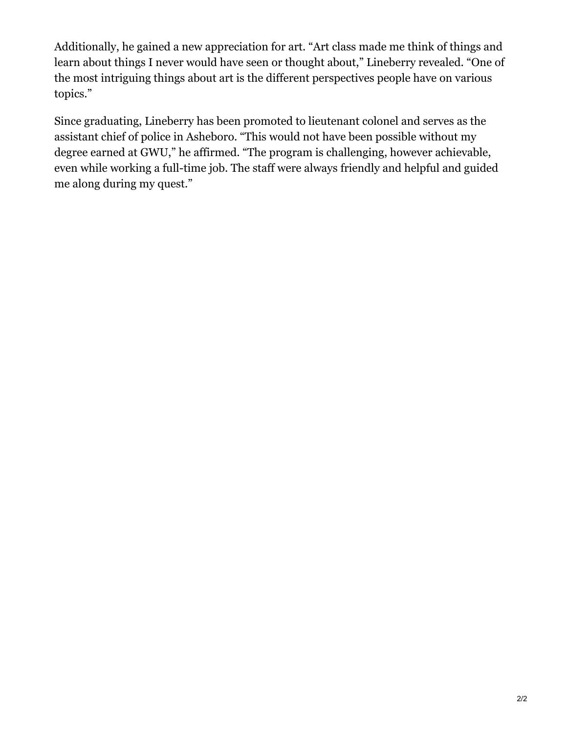Additionally, he gained a new appreciation for art. "Art class made me think of things and learn about things I never would have seen or thought about," Lineberry revealed. "One of the most intriguing things about art is the different perspectives people have on various topics."

Since graduating, Lineberry has been promoted to lieutenant colonel and serves as the assistant chief of police in Asheboro. "This would not have been possible without my degree earned at GWU," he affirmed. "The program is challenging, however achievable, even while working a full-time job. The staff were always friendly and helpful and guided me along during my quest."